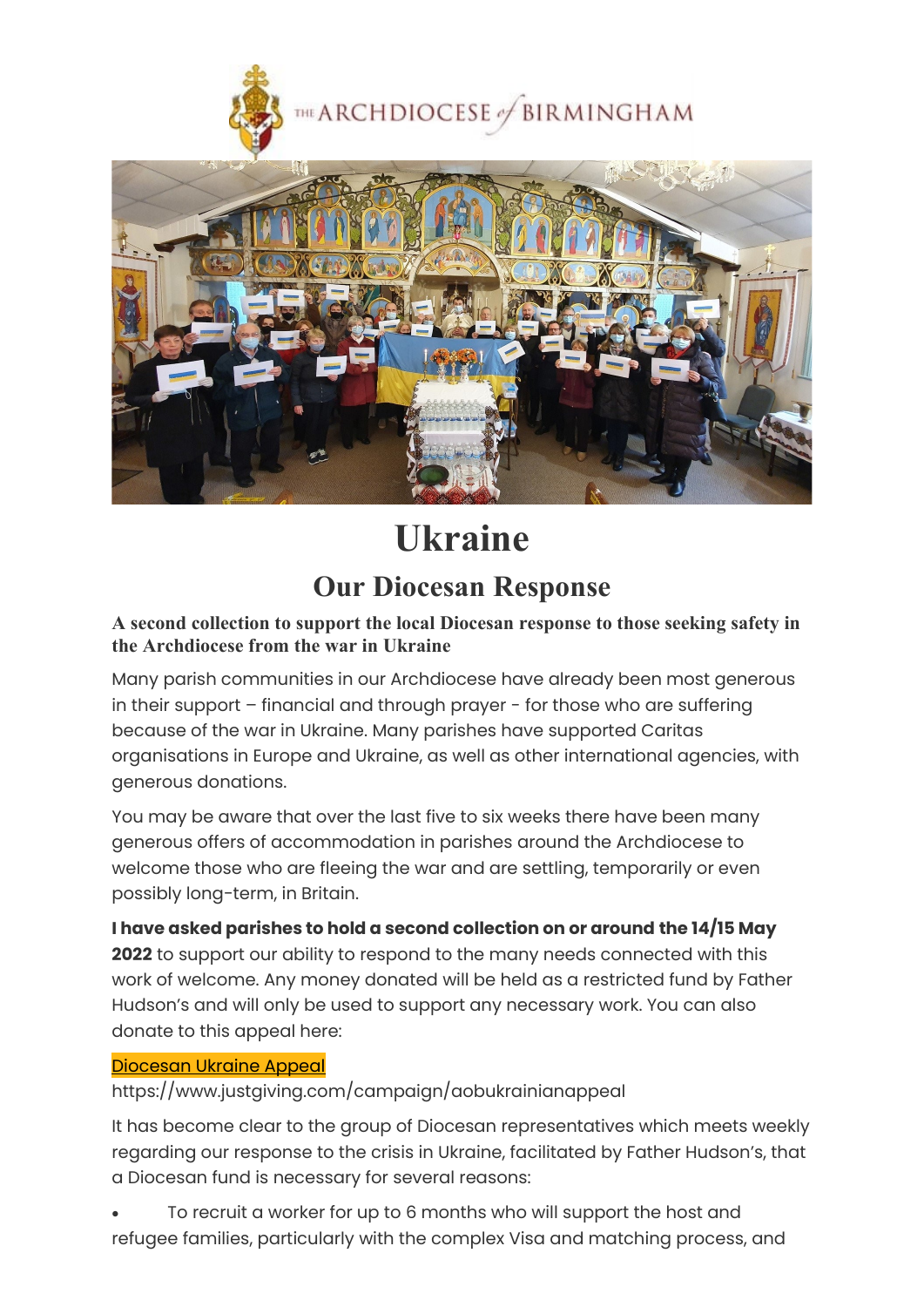THE ARCHDIOCESE of BIRMINGHAM

# Ukraine

## Our Diocesan Response

### A second collection to support the local Diocesan response to those seeking safety in the Archdiocese from the war in Ukraine

Many parish communities in our Archdiocese have already been most generous in their support – financial and through prayer - for those who are suffering because of the war in Ukraine. Many parishes have supported Caritas organisations in Europe and Ukraine, as well as other international agencies, with generous donations.

You may be aware that over the last five to six weeks there have been many generous offers of accommodation in parishes around the Archdiocese to welcome those who are fleeing the war and are settling, temporarily or even possibly long-term, in Britain.

**I have asked parishes to hold a second collection on or around the 14/15 May 2022** to support our ability to respond to the many needs connected with this work of welcome. Any money donated will be held as a restricted fund by Father Hudson's and will only be used to support any necessary work. You can also donate to this appeal here:

Diocesan Ukraine Appeal
https://www.justgiving.com/campaign/aobukrainianappeal

It has become clear to the group of Diocesan representatives which meets weekly regarding our response to the crisis in Ukraine, facilitated by Father Hudson's, that a Diocesan fund is necessary for several reasons:

- To recruit a worker for up to 6 months who will support the host and refugee families, particularly with the complex Visa and matching process, and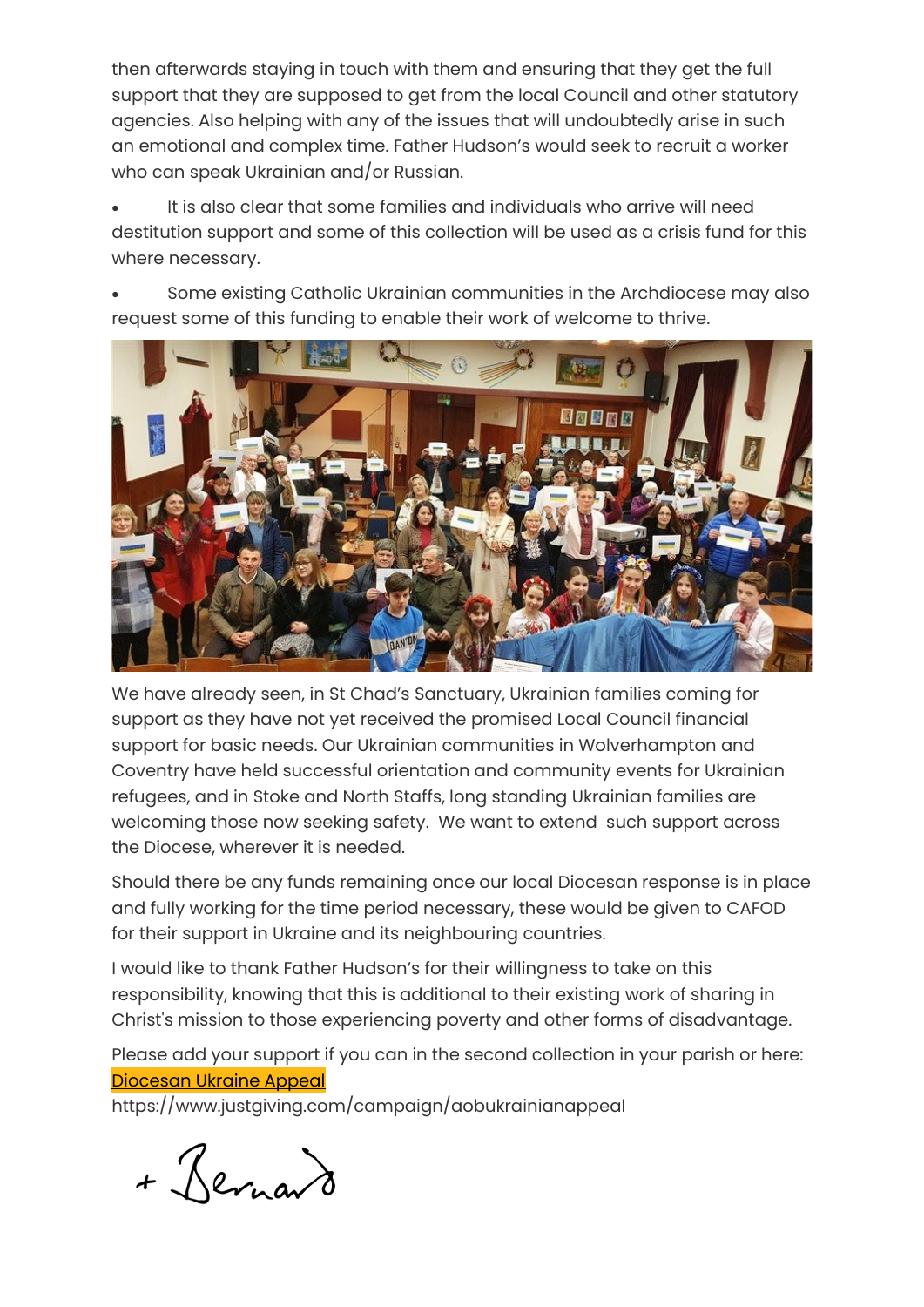then afterwards staying in touch with them and ensuring that they get the full support that they are supposed to get from the local Council and other statutory agencies. Also helping with any of the issues that will undoubtedly arise in such an emotional and complex time. Father Hudson's would seek to recruit a worker who can speak Ukrainian and/or Russian.

- It is also clear that some families and individuals who arrive will need destitution support and some of this collection will be used as a crisis fund for this where necessary.
- Some existing Catholic Ukrainian communities in the Archdiocese may also request some of this funding to enable their work of welcome to thrive.

We have already seen, in St Chad's Sanctuary, Ukrainian families coming for support as they have not yet received the promised Local Council financial support for basic needs. Our Ukrainian communities in Wolverhampton and Coventry have held successful orientation and community events for Ukrainian refugees, and in Stoke and North Staffs, long standing Ukrainian families are welcoming those now seeking safety. We want to extend such support across the Diocese, wherever it is needed.

Should there be any funds remaining once our local Diocesan response is in place and fully working for the time period necessary, these would be given to CAFOD for their support in Ukraine and its neighbouring countries.

I would like to thank Father Hudson's for their willingness to take on this responsibility, knowing that this is additional to their existing work of sharing in Christ's mission to those experiencing poverty and other forms of disadvantage.

Please add your support if you can in the second collection in your parish or here:
[Diocesan Ukraine Appeal](https://www.justgiving.com/campaign/aobukrainianappeal)
https://www.justgiving.com/campaign/aobukrainianappeal

+ Bernard